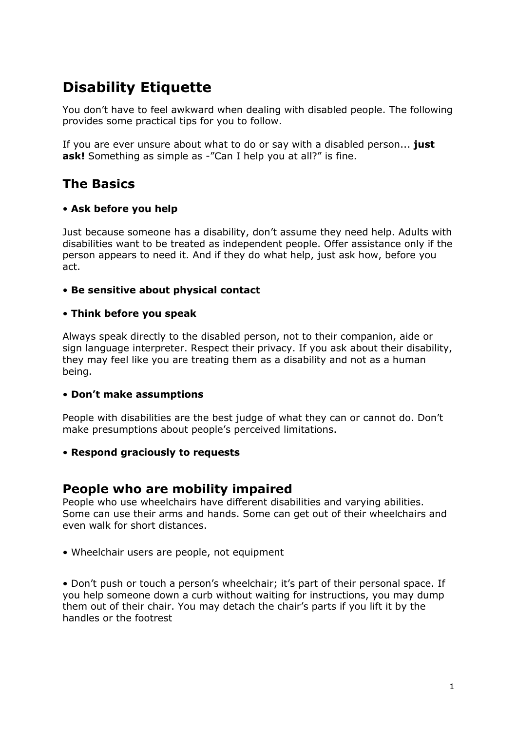# Disability Etiquette

You don't have to feel awkward when dealing with disabled people. The following provides some practical tips for you to follow.

If you are ever unsure about what to do or say with a disabled person... **just ask!** Something as simple as -"Can I help you at all?" is fine.

## The Basics

- **Ask before you help**

Just because someone has a disability, don't assume they need help. Adults with disabilities want to be treated as independent people. Offer assistance only if the person appears to need it. And if they do what help, just ask how, before you act.

- **Be sensitive about physical contact**

- **Think before you speak**

Always speak directly to the disabled person, not to their companion, aide or sign language interpreter. Respect their privacy. If you ask about their disability, they may feel like you are treating them as a disability and not as a human being.

- **Don't make assumptions**

People with disabilities are the best judge of what they can or cannot do. Don't make presumptions about people's perceived limitations.

- **Respond graciously to requests**

## People who are mobility impaired

People who use wheelchairs have different disabilities and varying abilities. Some can use their arms and hands. Some can get out of their wheelchairs and even walk for short distances.

- Wheelchair users are people, not equipment

- Don't push or touch a person's wheelchair; it's part of their personal space. If you help someone down a curb without waiting for instructions, you may dump them out of their chair. You may detach the chair's parts if you lift it by the handles or the footrest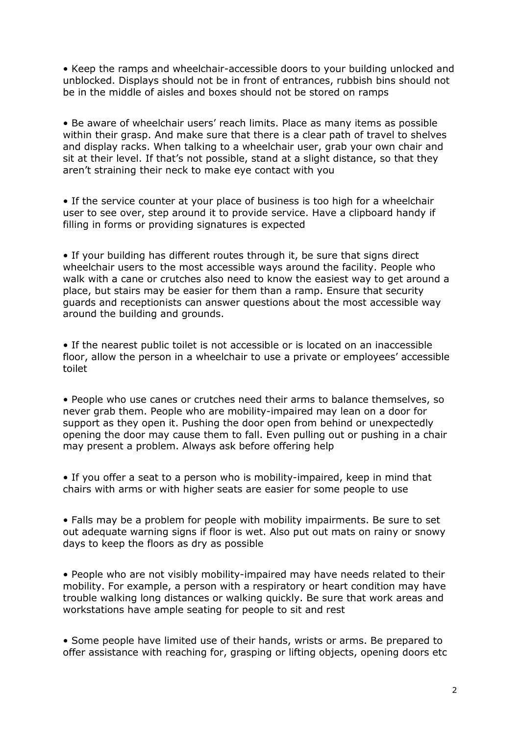- Keep the ramps and wheelchair-accessible doors to your building unlocked and unblocked. Displays should not be in front of entrances, rubbish bins should not be in the middle of aisles and boxes should not be stored on ramps

- Be aware of wheelchair users' reach limits. Place as many items as possible within their grasp. And make sure that there is a clear path of travel to shelves and display racks. When talking to a wheelchair user, grab your own chair and sit at their level. If that's not possible, stand at a slight distance, so that they aren't straining their neck to make eye contact with you

- If the service counter at your place of business is too high for a wheelchair user to see over, step around it to provide service. Have a clipboard handy if filling in forms or providing signatures is expected

- If your building has different routes through it, be sure that signs direct wheelchair users to the most accessible ways around the facility. People who walk with a cane or crutches also need to know the easiest way to get around a place, but stairs may be easier for them than a ramp. Ensure that security guards and receptionists can answer questions about the most accessible way around the building and grounds.

- If the nearest public toilet is not accessible or is located on an inaccessible floor, allow the person in a wheelchair to use a private or employees' accessible toilet

- People who use canes or crutches need their arms to balance themselves, so never grab them. People who are mobility-impaired may lean on a door for support as they open it. Pushing the door open from behind or unexpectedly opening the door may cause them to fall. Even pulling out or pushing in a chair may present a problem. Always ask before offering help

- If you offer a seat to a person who is mobility-impaired, keep in mind that chairs with arms or with higher seats are easier for some people to use

- Falls may be a problem for people with mobility impairments. Be sure to set out adequate warning signs if floor is wet. Also put out mats on rainy or snowy days to keep the floors as dry as possible

- People who are not visibly mobility-impaired may have needs related to their mobility. For example, a person with a respiratory or heart condition may have trouble walking long distances or walking quickly. Be sure that work areas and workstations have ample seating for people to sit and rest

- Some people have limited use of their hands, wrists or arms. Be prepared to offer assistance with reaching for, grasping or lifting objects, opening doors etc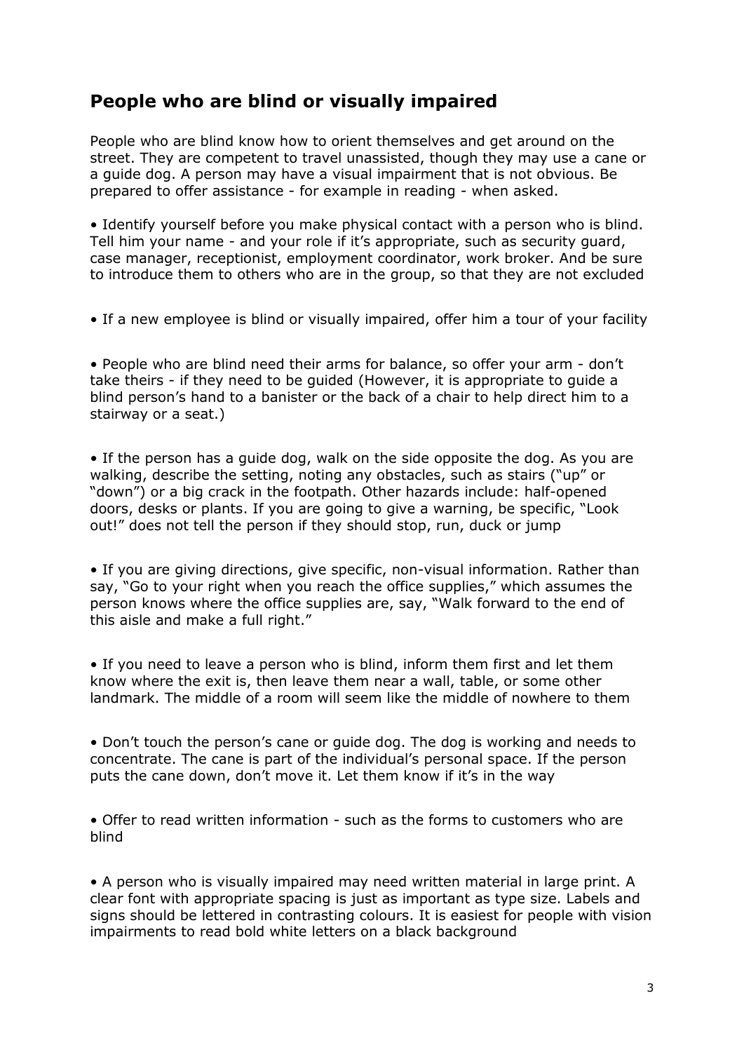## People who are blind or visually impaired

People who are blind know how to orient themselves and get around on the street. They are competent to travel unassisted, though they may use a cane or a guide dog. A person may have a visual impairment that is not obvious. Be prepared to offer assistance - for example in reading - when asked.

- Identify yourself before you make physical contact with a person who is blind. Tell him your name - and your role if it's appropriate, such as security guard, case manager, receptionist, employment coordinator, work broker. And be sure to introduce them to others who are in the group, so that they are not excluded

- If a new employee is blind or visually impaired, offer him a tour of your facility

- People who are blind need their arms for balance, so offer your arm - don't take theirs - if they need to be guided (However, it is appropriate to guide a blind person's hand to a banister or the back of a chair to help direct him to a stairway or a seat.)

- If the person has a guide dog, walk on the side opposite the dog. As you are walking, describe the setting, noting any obstacles, such as stairs ("up" or "down") or a big crack in the footpath. Other hazards include: half-opened doors, desks or plants. If you are going to give a warning, be specific, "Look out!" does not tell the person if they should stop, run, duck or jump

- If you are giving directions, give specific, non-visual information. Rather than say, "Go to your right when you reach the office supplies," which assumes the person knows where the office supplies are, say, "Walk forward to the end of this aisle and make a full right."

- If you need to leave a person who is blind, inform them first and let them know where the exit is, then leave them near a wall, table, or some other landmark. The middle of a room will seem like the middle of nowhere to them

- Don't touch the person's cane or guide dog. The dog is working and needs to concentrate. The cane is part of the individual's personal space. If the person puts the cane down, don't move it. Let them know if it's in the way

- Offer to read written information - such as the forms to customers who are blind

- A person who is visually impaired may need written material in large print. A clear font with appropriate spacing is just as important as type size. Labels and signs should be lettered in contrasting colours. It is easiest for people with vision impairments to read bold white letters on a black background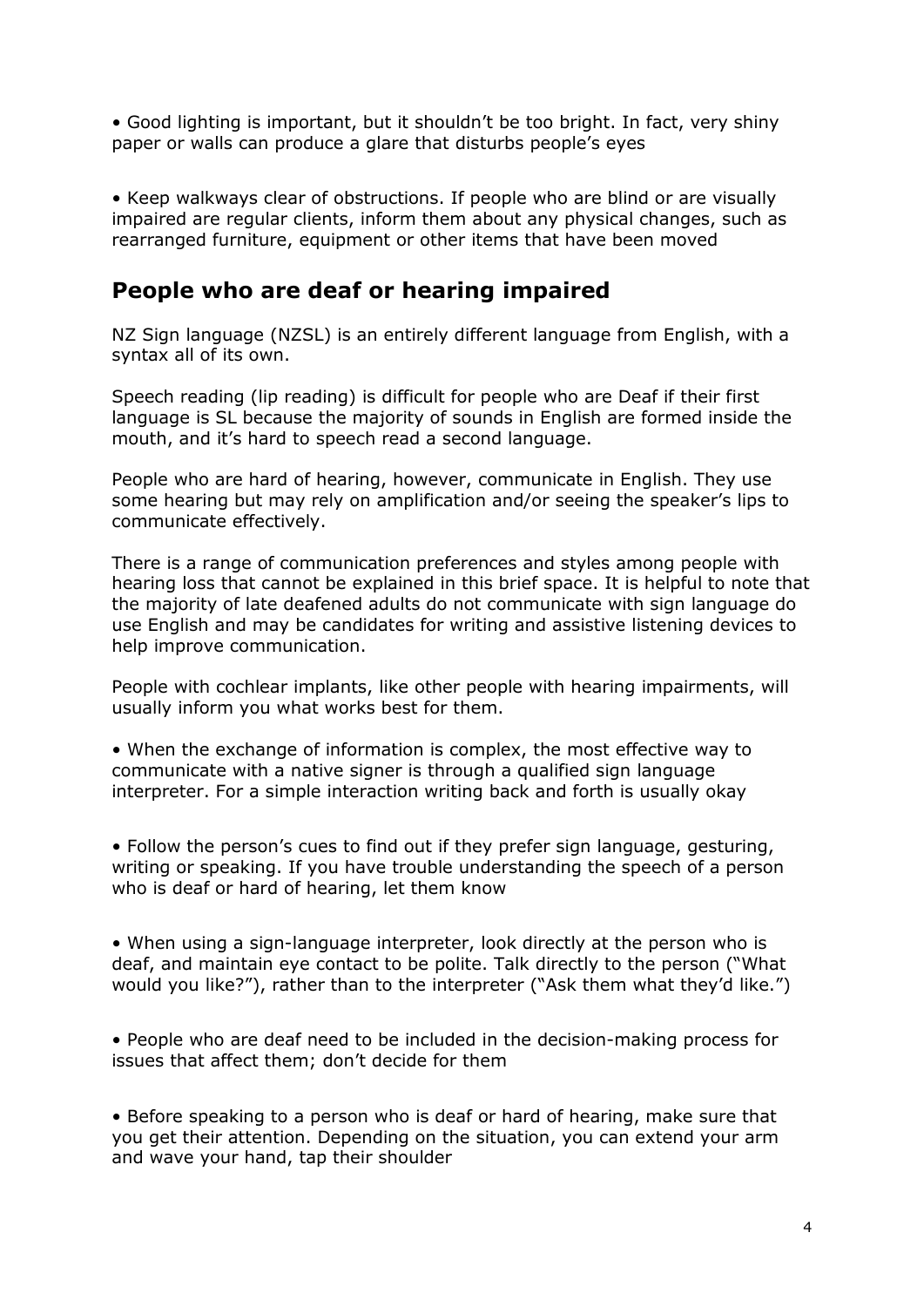• Good lighting is important, but it shouldn't be too bright. In fact, very shiny paper or walls can produce a glare that disturbs people's eyes

• Keep walkways clear of obstructions. If people who are blind or are visually impaired are regular clients, inform them about any physical changes, such as rearranged furniture, equipment or other items that have been moved

## People who are deaf or hearing impaired

NZ Sign language (NZSL) is an entirely different language from English, with a syntax all of its own.

Speech reading (lip reading) is difficult for people who are Deaf if their first language is SL because the majority of sounds in English are formed inside the mouth, and it's hard to speech read a second language.

People who are hard of hearing, however, communicate in English. They use some hearing but may rely on amplification and/or seeing the speaker's lips to communicate effectively.

There is a range of communication preferences and styles among people with hearing loss that cannot be explained in this brief space. It is helpful to note that the majority of late deafened adults do not communicate with sign language do use English and may be candidates for writing and assistive listening devices to help improve communication.

People with cochlear implants, like other people with hearing impairments, will usually inform you what works best for them.

• When the exchange of information is complex, the most effective way to communicate with a native signer is through a qualified sign language interpreter. For a simple interaction writing back and forth is usually okay

• Follow the person's cues to find out if they prefer sign language, gesturing, writing or speaking. If you have trouble understanding the speech of a person who is deaf or hard of hearing, let them know

• When using a sign-language interpreter, look directly at the person who is deaf, and maintain eye contact to be polite. Talk directly to the person ("What would you like?"), rather than to the interpreter ("Ask them what they'd like.")

• People who are deaf need to be included in the decision-making process for issues that affect them; don't decide for them

• Before speaking to a person who is deaf or hard of hearing, make sure that you get their attention. Depending on the situation, you can extend your arm and wave your hand, tap their shoulder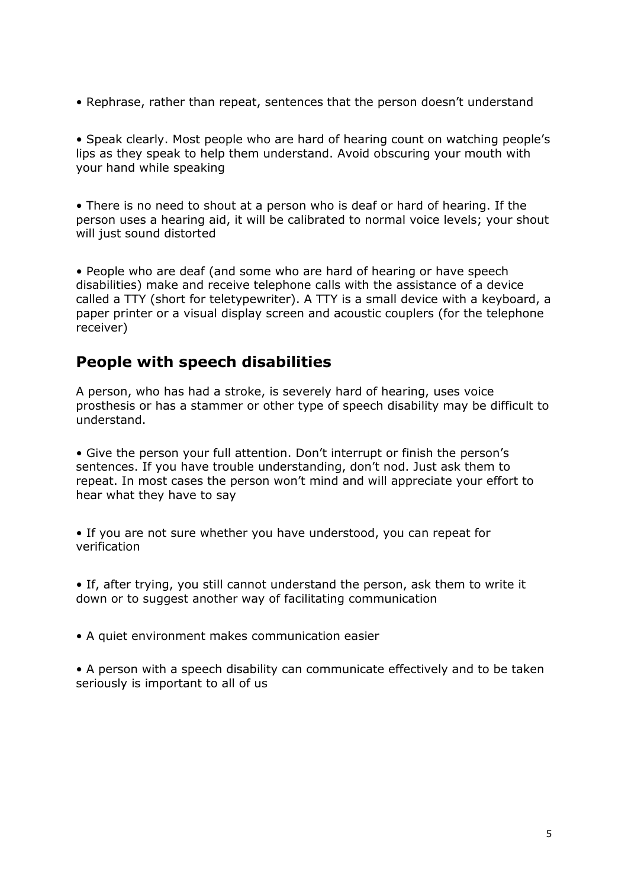- Rephrase, rather than repeat, sentences that the person doesn't understand

- Speak clearly. Most people who are hard of hearing count on watching people's lips as they speak to help them understand. Avoid obscuring your mouth with your hand while speaking

- There is no need to shout at a person who is deaf or hard of hearing. If the person uses a hearing aid, it will be calibrated to normal voice levels; your shout will just sound distorted

- People who are deaf (and some who are hard of hearing or have speech disabilities) make and receive telephone calls with the assistance of a device called a TTY (short for teletypewriter). A TTY is a small device with a keyboard, a paper printer or a visual display screen and acoustic couplers (for the telephone receiver)

## People with speech disabilities

A person, who has had a stroke, is severely hard of hearing, uses voice prosthesis or has a stammer or other type of speech disability may be difficult to understand.

- Give the person your full attention. Don't interrupt or finish the person's sentences. If you have trouble understanding, don't nod. Just ask them to repeat. In most cases the person won't mind and will appreciate your effort to hear what they have to say

- If you are not sure whether you have understood, you can repeat for verification

- If, after trying, you still cannot understand the person, ask them to write it down or to suggest another way of facilitating communication

- A quiet environment makes communication easier

- A person with a speech disability can communicate effectively and to be taken seriously is important to all of us